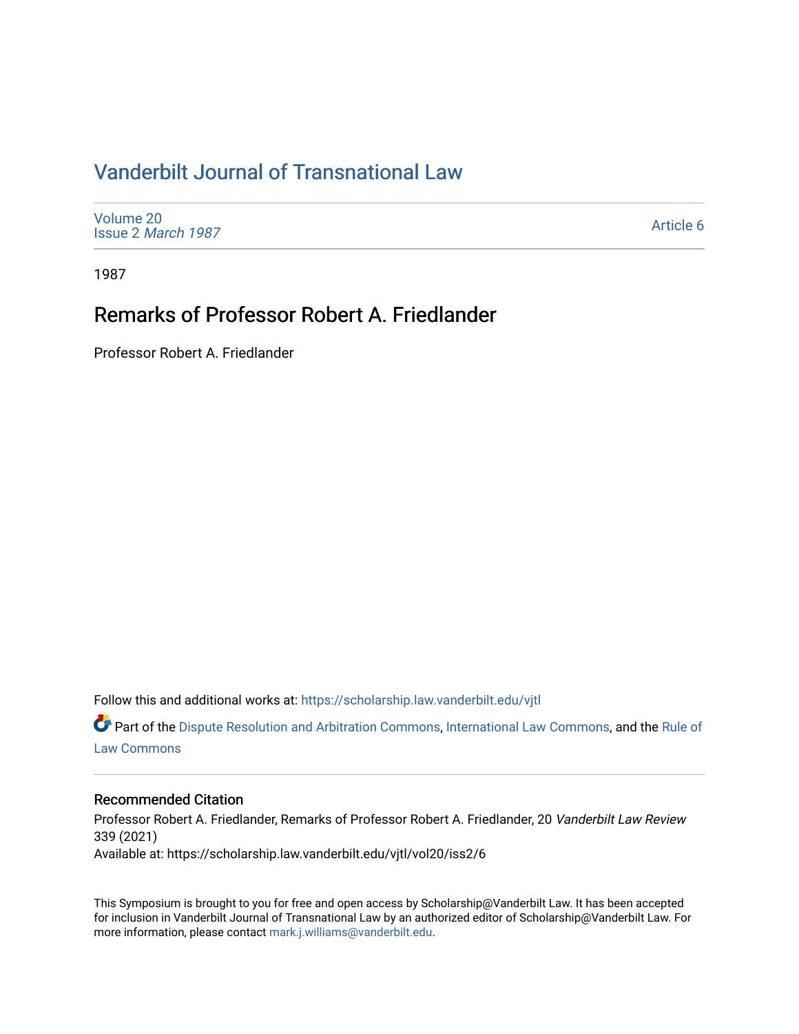# Vanderbilt Journal of Transnational Law

Volume 20
Issue 2 *March 1987*

Article 6

1987

## Remarks of Professor Robert A. Friedlander

Professor Robert A. Friedlander

Follow this and additional works at: https://scholarship.law.vanderbilt.edu/vjtl

Part of the Dispute Resolution and Arbitration Commons, International Law Commons, and the Rule of Law Commons

### Recommended Citation

Professor Robert A. Friedlander, Remarks of Professor Robert A. Friedlander, 20 *Vanderbilt Law Review* 339 (2021)
Available at: https://scholarship.law.vanderbilt.edu/vjtl/vol20/iss2/6

This Symposium is brought to you for free and open access by Scholarship@Vanderbilt Law. It has been accepted for inclusion in Vanderbilt Journal of Transnational Law by an authorized editor of Scholarship@Vanderbilt Law. For more information, please contact mark.j.williams@vanderbilt.edu.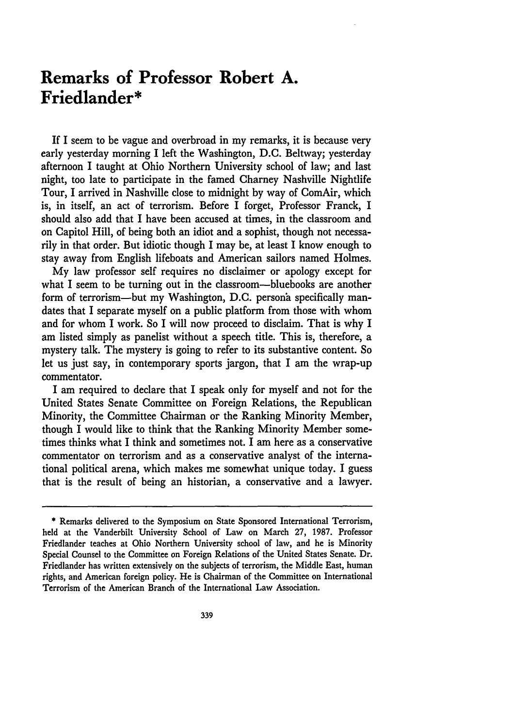# Remarks of Professor Robert A. Friedlander*

If I seem to be vague and overbroad in my remarks, it is because very early yesterday morning I left the Washington, D.C. Beltway; yesterday afternoon I taught at Ohio Northern University school of law; and last night, too late to participate in the famed Charney Nashville Nightlife Tour, I arrived in Nashville close to midnight by way of ComAir, which is, in itself, an act of terrorism. Before I forget, Professor Franck, I should also add that I have been accused at times, in the classroom and on Capitol Hill, of being both an idiot and a sophist, though not necessarily in that order. But idiotic though I may be, at least I know enough to stay away from English lifeboats and American sailors named Holmes.

My law professor self requires no disclaimer or apology except for what I seem to be turning out in the classroom—bluebooks are another form of terrorism—but my Washington, D.C. persona specifically mandates that I separate myself on a public platform from those with whom and for whom I work. So I will now proceed to disclaim. That is why I am listed simply as panelist without a speech title. This is, therefore, a mystery talk. The mystery is going to refer to its substantive content. So let us just say, in contemporary sports jargon, that I am the wrap-up commentator.

I am required to declare that I speak only for myself and not for the United States Senate Committee on Foreign Relations, the Republican Minority, the Committee Chairman or the Ranking Minority Member, though I would like to think that the Ranking Minority Member sometimes thinks what I think and sometimes not. I am here as a conservative commentator on terrorism and as a conservative analyst of the international political arena, which makes me somewhat unique today. I guess that is the result of being an historian, a conservative and a lawyer.

---

\* Remarks delivered to the Symposium on State Sponsored International Terrorism, held at the Vanderbilt University School of Law on March 27, 1987. Professor Friedlander teaches at Ohio Northern University school of law, and he is Minority Special Counsel to the Committee on Foreign Relations of the United States Senate. Dr. Friedlander has written extensively on the subjects of terrorism, the Middle East, human rights, and American foreign policy. He is Chairman of the Committee on International Terrorism of the American Branch of the International Law Association.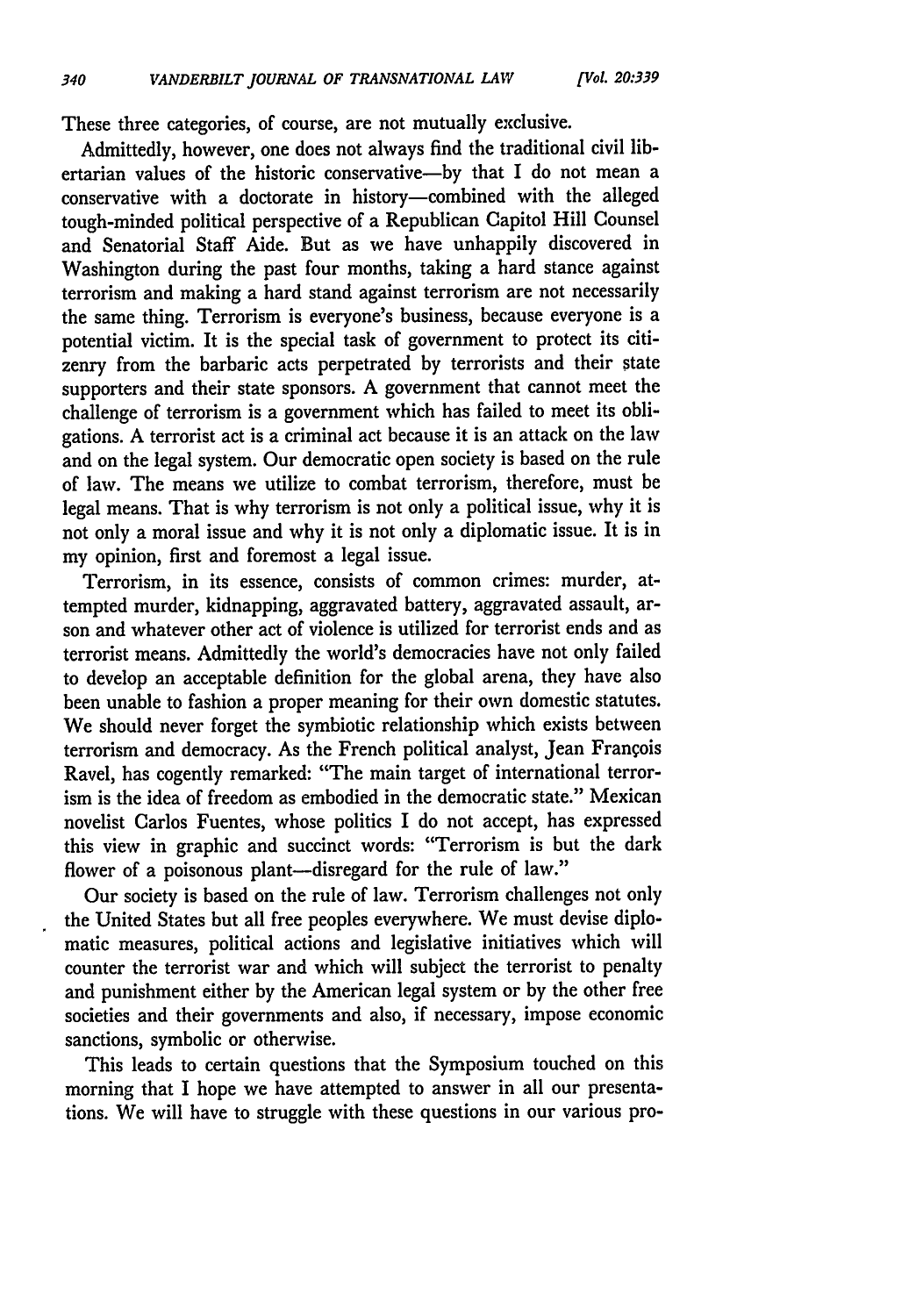These three categories, of course, are not mutually exclusive.

Admittedly, however, one does not always find the traditional civil libertarian values of the historic conservative—by that I do not mean a conservative with a doctorate in history—combined with the alleged tough-minded political perspective of a Republican Capitol Hill Counsel and Senatorial Staff Aide. But as we have unhappily discovered in Washington during the past four months, taking a hard stance against terrorism and making a hard stand against terrorism are not necessarily the same thing. Terrorism is everyone's business, because everyone is a potential victim. It is the special task of government to protect its citizenry from the barbaric acts perpetrated by terrorists and their state supporters and their state sponsors. A government that cannot meet the challenge of terrorism is a government which has failed to meet its obligations. A terrorist act is a criminal act because it is an attack on the law and on the legal system. Our democratic open society is based on the rule of law. The means we utilize to combat terrorism, therefore, must be legal means. That is why terrorism is not only a political issue, why it is not only a moral issue and why it is not only a diplomatic issue. It is in my opinion, first and foremost a legal issue.

Terrorism, in its essence, consists of common crimes: murder, attempted murder, kidnapping, aggravated battery, aggravated assault, arson and whatever other act of violence is utilized for terrorist ends and as terrorist means. Admittedly the world's democracies have not only failed to develop an acceptable definition for the global arena, they have also been unable to fashion a proper meaning for their own domestic statutes. We should never forget the symbiotic relationship which exists between terrorism and democracy. As the French political analyst, Jean François Ravel, has cogently remarked: "The main target of international terrorism is the idea of freedom as embodied in the democratic state." Mexican novelist Carlos Fuentes, whose politics I do not accept, has expressed this view in graphic and succinct words: "Terrorism is but the dark flower of a poisonous plant—disregard for the rule of law."

Our society is based on the rule of law. Terrorism challenges not only the United States but all free peoples everywhere. We must devise diplomatic measures, political actions and legislative initiatives which will counter the terrorist war and which will subject the terrorist to penalty and punishment either by the American legal system or by the other free societies and their governments and also, if necessary, impose economic sanctions, symbolic or otherwise.

This leads to certain questions that the Symposium touched on this morning that I hope we have attempted to answer in all our presentations. We will have to struggle with these questions in our various pro-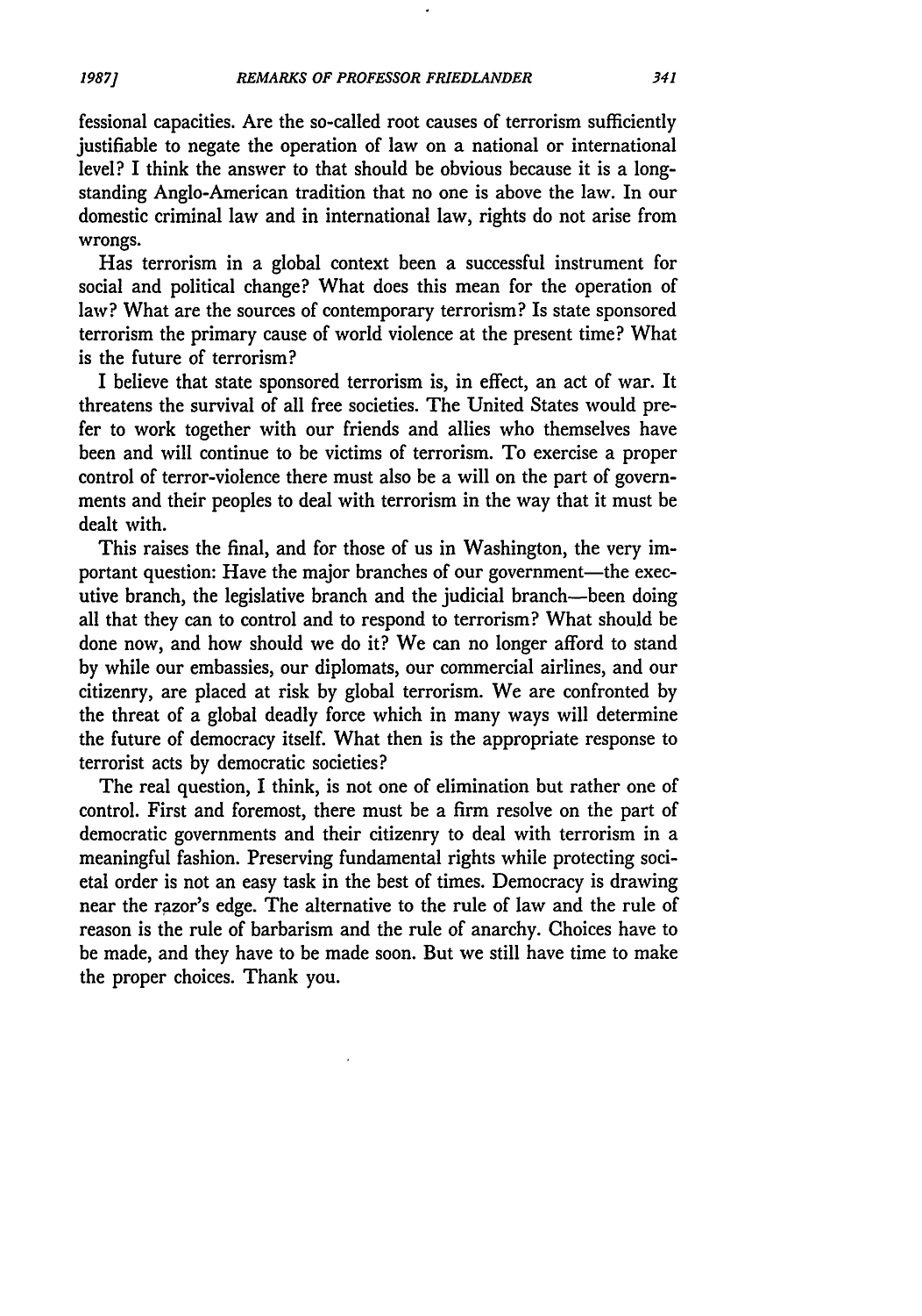fessional capacities. Are the so-called root causes of terrorism sufficiently justifiable to negate the operation of law on a national or international level? I think the answer to that should be obvious because it is a long-standing Anglo-American tradition that no one is above the law. In our domestic criminal law and in international law, rights do not arise from wrongs.

Has terrorism in a global context been a successful instrument for social and political change? What does this mean for the operation of law? What are the sources of contemporary terrorism? Is state sponsored terrorism the primary cause of world violence at the present time? What is the future of terrorism?

I believe that state sponsored terrorism is, in effect, an act of war. It threatens the survival of all free societies. The United States would prefer to work together with our friends and allies who themselves have been and will continue to be victims of terrorism. To exercise a proper control of terror-violence there must also be a will on the part of governments and their peoples to deal with terrorism in the way that it must be dealt with.

This raises the final, and for those of us in Washington, the very important question: Have the major branches of our government—the executive branch, the legislative branch and the judicial branch—been doing all that they can to control and to respond to terrorism? What should be done now, and how should we do it? We can no longer afford to stand by while our embassies, our diplomats, our commercial airlines, and our citizenry, are placed at risk by global terrorism. We are confronted by the threat of a global deadly force which in many ways will determine the future of democracy itself. What then is the appropriate response to terrorist acts by democratic societies?

The real question, I think, is not one of elimination but rather one of control. First and foremost, there must be a firm resolve on the part of democratic governments and their citizenry to deal with terrorism in a meaningful fashion. Preserving fundamental rights while protecting societal order is not an easy task in the best of times. Democracy is drawing near the razor's edge. The alternative to the rule of law and the rule of reason is the rule of barbarism and the rule of anarchy. Choices have to be made, and they have to be made soon. But we still have time to make the proper choices. Thank you.